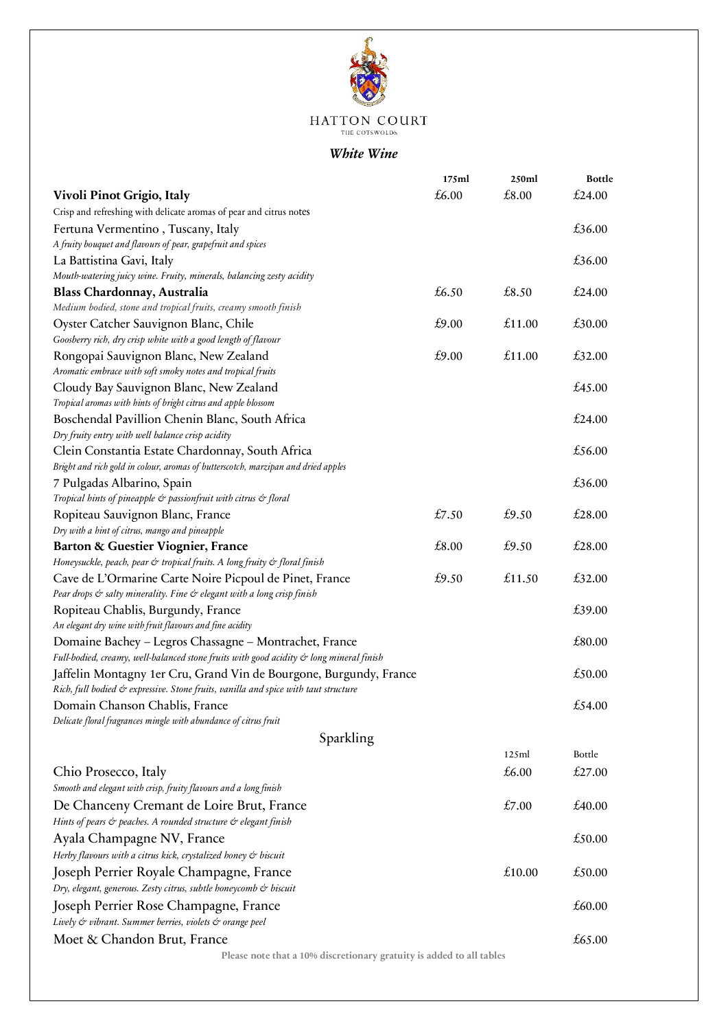HATTON COURT

THE COTSWOLDS

## *White Wine*

| | 175ml | 250ml | Bottle |
|---|---|---|---|
| **Vivoli Pinot Grigio, Italy**<br>Crisp and refreshing with delicate aromas of pear and citrus notes | £6.00 | £8.00 | £24.00 |
| Fertuna Vermentino , Tuscany, Italy<br>*A fruity bouquet and flavours of pear, grapefruit and spices* | | | £36.00 |
| La Battistina Gavi, Italy<br>*Mouth-watering juicy wine. Fruity, minerals, balancing zesty acidity* | | | £36.00 |
| **Blass Chardonnay, Australia**<br>*Medium bodied, stone and tropical fruits, creamy smooth finish* | £6.50 | £8.50 | £24.00 |
| Oyster Catcher Sauvignon Blanc, Chile<br>*Gooseberry rich, dry crisp white with a good length of flavour* | £9.00 | £11.00 | £30.00 |
| Rongopai Sauvignon Blanc, New Zealand<br>*Aromatic embrace with soft smoky notes and tropical fruits* | £9.00 | £11.00 | £32.00 |
| Cloudy Bay Sauvignon Blanc, New Zealand<br>*Tropical aromas with hints of bright citrus and apple blossom* | | | £45.00 |
| Boschendal Pavillion Chenin Blanc, South Africa<br>*Dry fruity entry with well balance crisp acidity* | | | £24.00 |
| Clein Constantia Estate Chardonnay, South Africa<br>*Bright and rich gold in colour, aromas of butterscotch, marzipan and dried apples* | | | £56.00 |
| 7 Pulgadas Albarino, Spain<br>*Tropical hints of pineapple & passionfruit with citrus & floral* | | | £36.00 |
| Ropiteau Sauvignon Blanc, France<br>*Dry with a hint of citrus, mango and pineapple* | £7.50 | £9.50 | £28.00 |
| **Barton & Guestier Viognier, France**<br>*Honeysuckle, peach, pear & tropical fruits. A long fruity & floral finish* | £8.00 | £9.50 | £28.00 |
| Cave de L'Ormarine Carte Noire Picpoul de Pinet, France<br>*Pear drops & salty minerality. Fine & elegant with a long crisp finish* | £9.50 | £11.50 | £32.00 |
| Ropiteau Chablis, Burgundy, France<br>*An elegant dry wine with fruit flavours and fine acidity* | | | £39.00 |
| Domaine Bachey – Legros Chassagne – Montrachet, France<br>*Full-bodied, creamy, well-balanced stone fruits with good acidity & long mineral finish* | | | £80.00 |
| Jaffelin Montagny 1er Cru, Grand Vin de Bourgone, Burgundy, France<br>*Rich, full bodied & expressive. Stone fruits, vanilla and spice with taut structure* | | | £50.00 |
| Domain Chanson Chablis, France<br>*Delicate floral fragrances mingle with abundance of citrus fruit* | | | £54.00 |

## Sparkling

| | 125ml | Bottle |
|---|---|---|
| Chio Prosecco, Italy<br>*Smooth and elegant with crisp, fruity flavours and a long finish* | £6.00 | £27.00 |
| De Chanceny Cremant de Loire Brut, France<br>*Hints of pears & peaches. A rounded structure & elegant finish* | £7.00 | £40.00 |
| Ayala Champagne NV, France<br>*Herby flavours with a citrus kick, crystalized honey & biscuit* | | £50.00 |
| Joseph Perrier Royale Champagne, France<br>*Dry, elegant, generous. Zesty citrus, subtle honeycomb & biscuit* | £10.00 | £50.00 |
| Joseph Perrier Rose Champagne, France<br>*Lively & vibrant. Summer berries, violets & orange peel* | | £60.00 |
| Moet & Chandon Brut, France | | £65.00 |

Please note that a 10% discretionary gratuity is added to all tables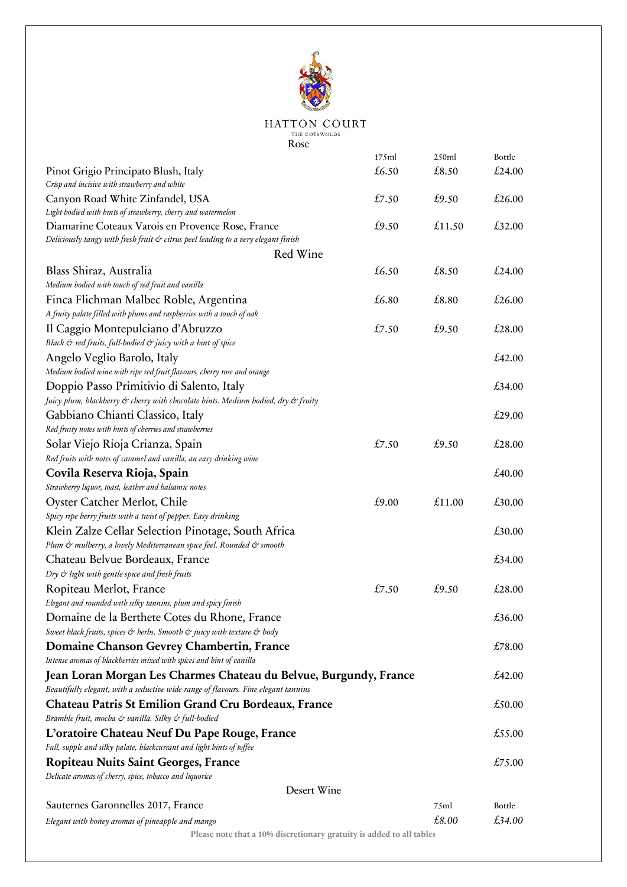# HATTON COURT

THE COTSWOLDS

## Rose

| | 175ml | 250ml | Bottle |
|---|---|---|---|
| Pinot Grigio Principato Blush, Italy<br>*Crisp and incisive with strawberry and white* | £6.50 | £8.50 | £24.00 |
| Canyon Road White Zinfandel, USA<br>*Light bodied with hints of strawberry, cherry and watermelon* | £7.50 | £9.50 | £26.00 |
| Diamarine Coteaux Varois en Provence Rose, France<br>*Deliciously tangy with fresh fruit & citrus peel leading to a very elegant finish* | £9.50 | £11.50 | £32.00 |

## Red Wine

| | 175ml | 250ml | Bottle |
|---|---|---|---|
| Blass Shiraz, Australia<br>*Medium bodied with touch of red fruit and vanilla* | £6.50 | £8.50 | £24.00 |
| Finca Flichman Malbec Roble, Argentina<br>*A fruity palate filled with plums and raspberries with a touch of oak* | £6.80 | £8.80 | £26.00 |
| Il Caggio Montepulciano d'Abruzzo<br>*Black & red fruits, full-bodied & juicy with a hint of spice* | £7.50 | £9.50 | £28.00 |
| Angelo Veglio Barolo, Italy<br>*Medium bodied wine with ripe red fruit flavours, cherry rose and orange* | | | £42.00 |
| Doppio Passo Primitivio di Salento, Italy<br>*Juicy plum, blackberry & cherry with chocolate hints. Medium bodied, dry & fruity* | | | £34.00 |
| Gabbiano Chianti Classico, Italy<br>*Red fruity notes with hints of cherries and strawberries* | | | £29.00 |
| Solar Viejo Rioja Crianza, Spain<br>*Red fruits with notes of caramel and vanilla, an easy drinking wine* | £7.50 | £9.50 | £28.00 |
| **Covila Reserva Rioja, Spain**<br>*Strawberry liquor, toast, leather and balsamic notes* | | | £40.00 |
| Oyster Catcher Merlot, Chile<br>*Spicy ripe berry fruits with a twist of pepper. Easy drinking* | £9.00 | £11.00 | £30.00 |
| Klein Zalze Cellar Selection Pinotage, South Africa<br>*Plum & mulberry, a lovely Mediterranean spice feel. Rounded & smooth* | | | £30.00 |
| Chateau Belvue Bordeaux, France<br>*Dry & light with gentle spice and fresh fruits* | | | £34.00 |
| Ropiteau Merlot, France<br>*Elegant and rounded with silky tannins, plum and spicy finish* | £7.50 | £9.50 | £28.00 |
| Domaine de la Berthete Cotes du Rhone, France<br>*Sweet black fruits, spices & herbs. Smooth & juicy with texture & body* | | | £36.00 |
| **Domaine Chanson Gevrey Chambertin, France**<br>*Intense aromas of blackberries mixed with spices and hint of vanilla* | | | £78.00 |
| **Jean Loran Morgan Les Charmes Chateau du Belvue, Burgundy, France**<br>*Beautifully elegant, with a seductive wide range of flavours. Fine elegant tannins* | | | £42.00 |
| **Chateau Patris St Emilion Grand Cru Bordeaux, France**<br>*Bramble fruit, mocha & vanilla. Silky & full-bodied* | | | £50.00 |
| **L'oratoire Chateau Neuf Du Pape Rouge, France**<br>*Full, supple and silky palate, blackcurrant and light hints of toffee* | | | £55.00 |
| **Ropiteau Nuits Saint Georges, France**<br>*Delicate aromas of cherry, spice, tobacco and liquorice* | | | £75.00 |

## Desert Wine

| | 75ml | Bottle |
|---|---|---|
| Sauternes Garonnelles 2017, France<br>*Elegant with honey aromas of pineapple and mango* | *£8.00* | *£34.00* |

Please note that a 10% discretionary gratuity is added to all tables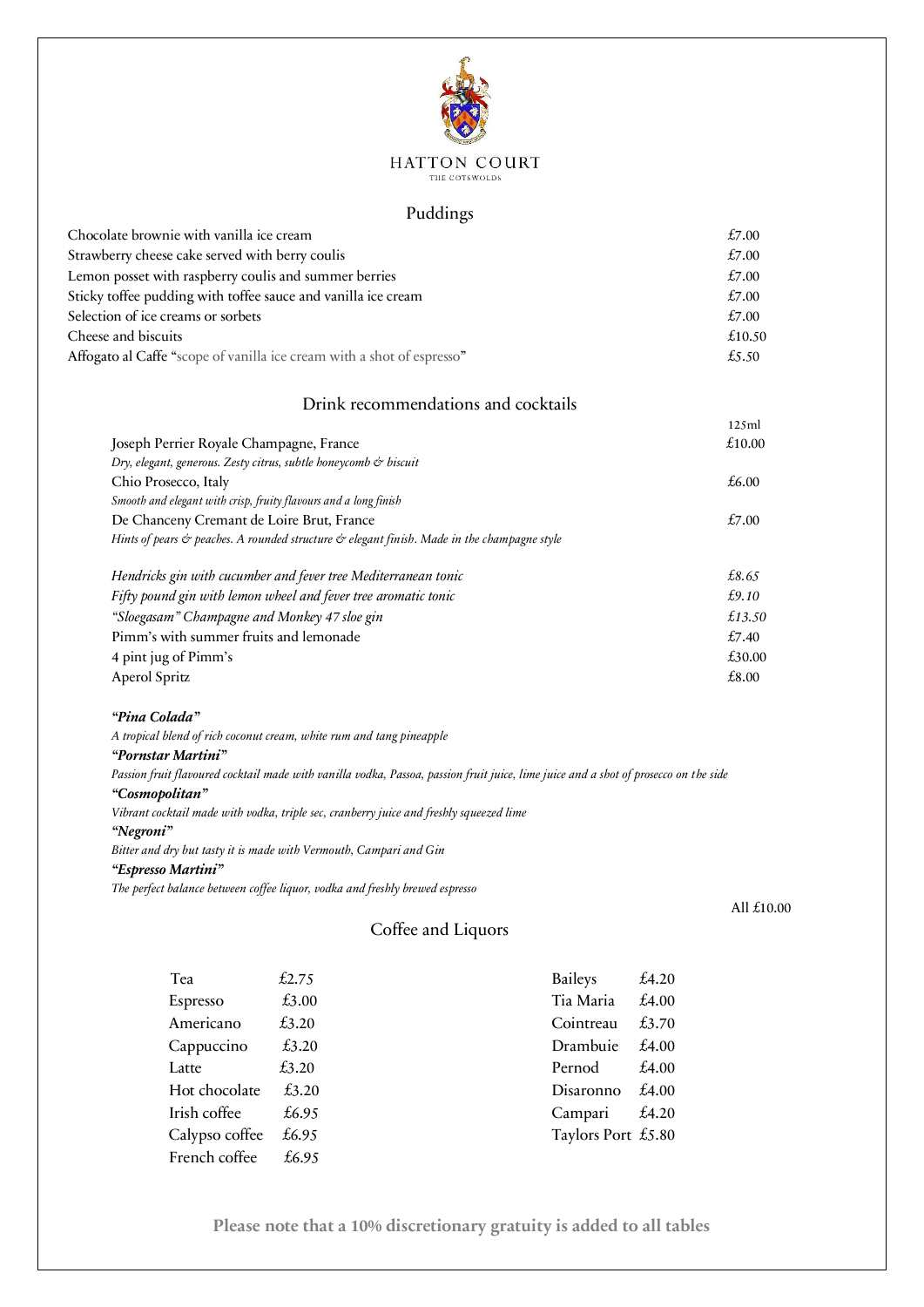# HATTON COURT

THE COTSWOLDS

## Puddings

| Item | Price |
|---|---|
| Chocolate brownie with vanilla ice cream | £7.00 |
| Strawberry cheese cake served with berry coulis | £7.00 |
| Lemon posset with raspberry coulis and summer berries | £7.00 |
| Sticky toffee pudding with toffee sauce and vanilla ice cream | £7.00 |
| Selection of ice creams or sorbets | £7.00 |
| Cheese and biscuits | £10.50 |
| Affogato al Caffe "scope of vanilla ice cream with a shot of espresso" | £5.50 |

## Drink recommendations and cocktails

| | 125ml |
|---|---|
| Joseph Perrier Royale Champagne, France<br>*Dry, elegant, generous. Zesty citrus, subtle honeycomb & biscuit* | £10.00 |
| Chio Prosecco, Italy<br>*Smooth and elegant with crisp, fruity flavours and a long finish* | £6.00 |
| De Chanceny Cremant de Loire Brut, France<br>*Hints of pears & peaches. A rounded structure & elegant finish. Made in the champagne style* | £7.00 |

| Item | Price |
|---|---|
| *Hendricks gin with cucumber and fever tree Mediterranean tonic* | *£8.65* |
| *Fifty pound gin with lemon wheel and fever tree aromatic tonic* | *£9.10* |
| *"Sloegasam" Champagne and Monkey 47 sloe gin* | *£13.50* |
| Pimm's with summer fruits and lemonade | £7.40 |
| 4 pint jug of Pimm's | £30.00 |
| Aperol Spritz | £8.00 |

***"Pina Colada"***
*A tropical blend of rich coconut cream, white rum and tang pineapple*

***"Pornstar Martini"***
*Passion fruit flavoured cocktail made with vanilla vodka, Passoa, passion fruit juice, lime juice and a shot of prosecco on the side*

***"Cosmopolitan"***
*Vibrant cocktail made with vodka, triple sec, cranberry juice and freshly squeezed lime*

***"Negroni"***
*Bitter and dry but tasty it is made with Vermouth, Campari and Gin*

***"Espresso Martini"***
*The perfect balance between coffee liquor, vodka and freshly brewed espresso*

All £10.00

## Coffee and Liquors

| Item | Price |
|---|---|
| Tea | £2.75 |
| Espresso | £3.00 |
| Americano | £3.20 |
| Cappuccino | £3.20 |
| Latte | £3.20 |
| Hot chocolate | £3.20 |
| Irish coffee | £6.95 |
| Calypso coffee | £6.95 |
| French coffee | £6.95 |

| Item | Price |
|---|---|
| Baileys | £4.20 |
| Tia Maria | £4.00 |
| Cointreau | £3.70 |
| Drambuie | £4.00 |
| Pernod | £4.00 |
| Disaronno | £4.00 |
| Campari | £4.20 |
| Taylors Port | £5.80 |

**Please note that a 10% discretionary gratuity is added to all tables**